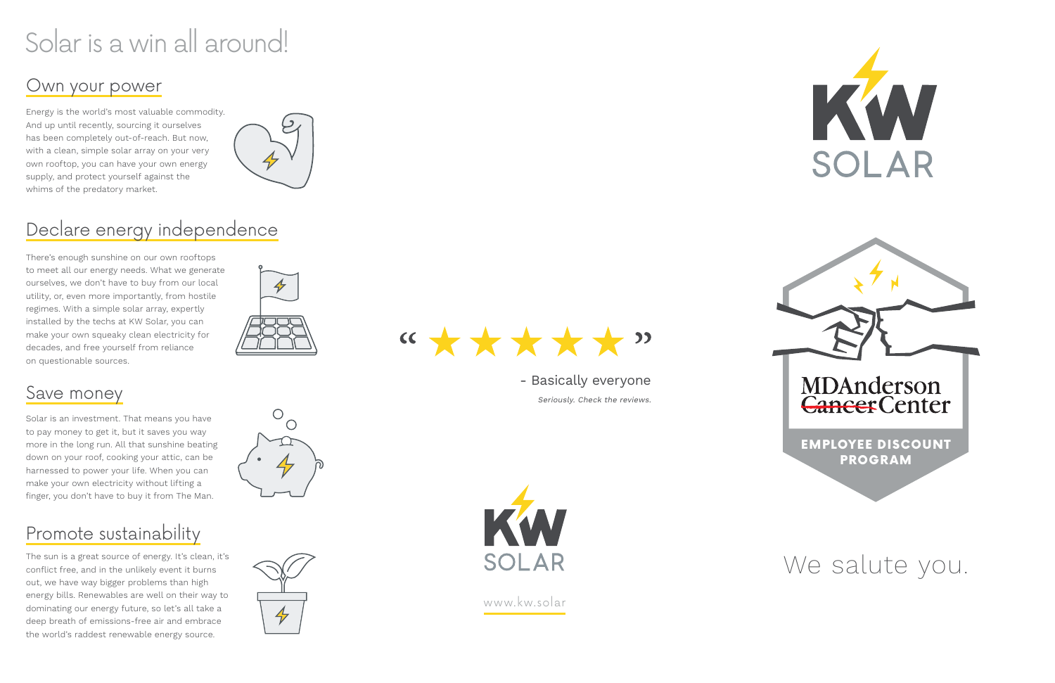# Solar is a win all around!

## Own your power

Energy is the world's most valuable commodity. And up until recently, sourcing it ourselves has been completely out-of-reach. But now, with a clean, simple solar array on your very own rooftop, you can have your own energy supply, and protect yourself against the whims of the predatory market.

## Declare energy independence

There's enough sunshine on our own rooftops to meet all our energy needs. What we generate ourselves, we don't have to buy from our local utility, or, even more importantly, from hostile regimes. With a simple solar array, expertly installed by the techs at KW Solar, you can make your own squeaky clean electricity for decades, and free yourself from reliance on questionable sources.

## Save money

Solar is an investment. That means you have to pay money to get it, but it saves you way more in the long run. All that sunshine beating down on your roof, cooking your attic, can be harnessed to power your life. When you can make your own electricity without lifting a finger, you don't have to buy it from The Man.

## Promote sustainability

The sun is a great source of energy. It's clean, it's conflict free, and in the unlikely event it burns out, we have way bigger problems than high energy bills. Renewables are well on their way to dominating our energy future, so let's all take a deep breath of emissions-free air and embrace the world's raddest renewable energy source.

" ★★★★★ "

- Basically everyone

*Seriously. Check the reviews.*

KW SOLAR

www.kw.solar

KW SOLAR

MDAnderson ~~Cancer~~ Center

**EMPLOYEE DISCOUNT PROGRAM**

We salute you.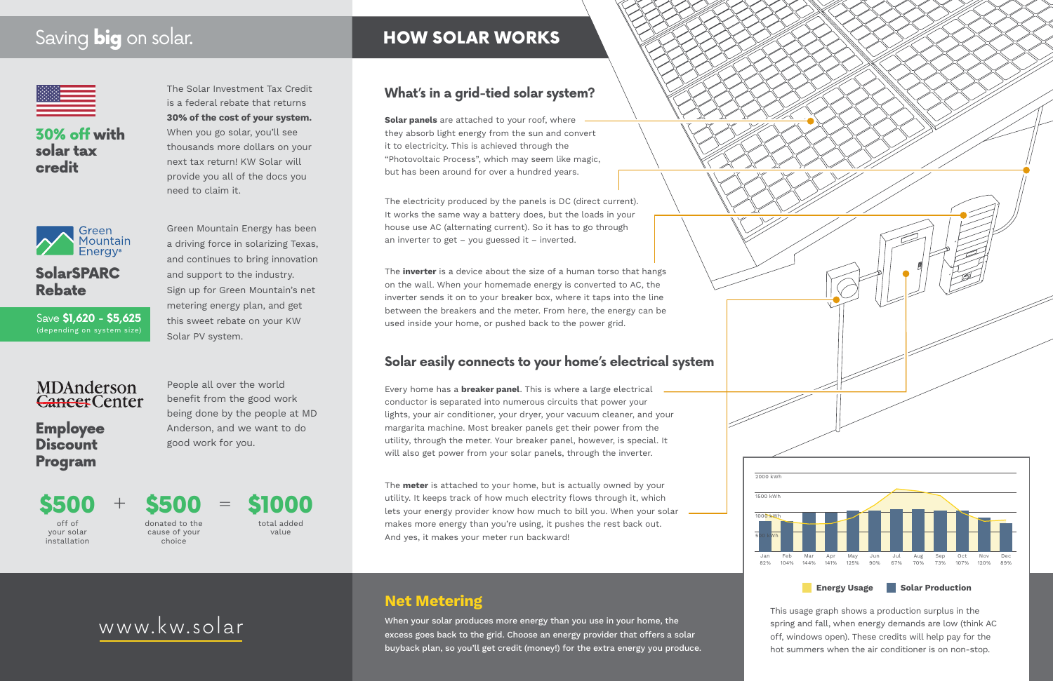# Saving **big** on solar.

## 30% off with solar tax credit

The Solar Investment Tax Credit is a federal rebate that returns **30% of the cost of your system.** When you go solar, you'll see thousands more dollars on your next tax return! KW Solar will provide you all of the docs you need to claim it.

## SolarSPARC Rebate

Green Mountain Energy

Save **$1,620 - $5,625**
(depending on system size)

Green Mountain Energy has been a driving force in solarizing Texas, and continues to bring innovation and support to the industry. Sign up for Green Mountain's net metering energy plan, and get this sweet rebate on your KW Solar PV system.

## Employee Discount Program

MDAnderson Cancer Center

People all over the world benefit from the good work being done by the people at MD Anderson, and we want to do good work for you.

**$500** off of your solar installation + **$500** donated to the cause of your choice = **$1000** total added value

www.kw.solar

# HOW SOLAR WORKS

## What's in a grid-tied solar system?

**Solar panels** are attached to your roof, where they absorb light energy from the sun and convert it to electricity. This is achieved through the "Photovoltaic Process", which may seem like magic, but has been around for over a hundred years.

The electricity produced by the panels is DC (direct current). It works the same way a battery does, but the loads in your house use AC (alternating current). So it has to go through an inverter to get – you guessed it – inverted.

The **inverter** is a device about the size of a human torso that hangs on the wall. When your homemade energy is converted to AC, the inverter sends it on to your breaker box, where it taps into the line between the breakers and the meter. From here, the energy can be used inside your home, or pushed back to the power grid.

## Solar easily connects to your home's electrical system

Every home has a **breaker panel**. This is where a large electrical conductor is separated into numerous circuits that power your lights, your air conditioner, your dryer, your vacuum cleaner, and your margarita machine. Most breaker panels get their power from the utility, through the meter. Your breaker panel, however, is special. It will also get power from your solar panels, through the inverter.

The **meter** is attached to your home, but is actually owned by your utility. It keeps track of how much electricity flows through it, which lets your energy provider know how much to bill you. When your solar makes more energy than you're using, it pushes the rest back out. And yes, it makes your meter run backward!

2000 kWh
1500 kWh
1000 kWh
500 kWh

Jan 82%
Feb 104%
Mar 144%
Apr 141%
May 125%
Jun 90%
Jul 67%
Aug 70%
Sep 73%
Oct 107%
Nov 120%
Dec 89%

Energy Usage
Solar Production

This usage graph shows a production surplus in the spring and fall, when energy demands are low (think AC off, windows open). These credits will help pay for the hot summers when the air conditioner is on non-stop.

## Net Metering

When your solar produces more energy than you use in your home, the excess goes back to the grid. Choose an energy provider that offers a solar buyback plan, so you'll get credit (money!) for the extra energy you produce.